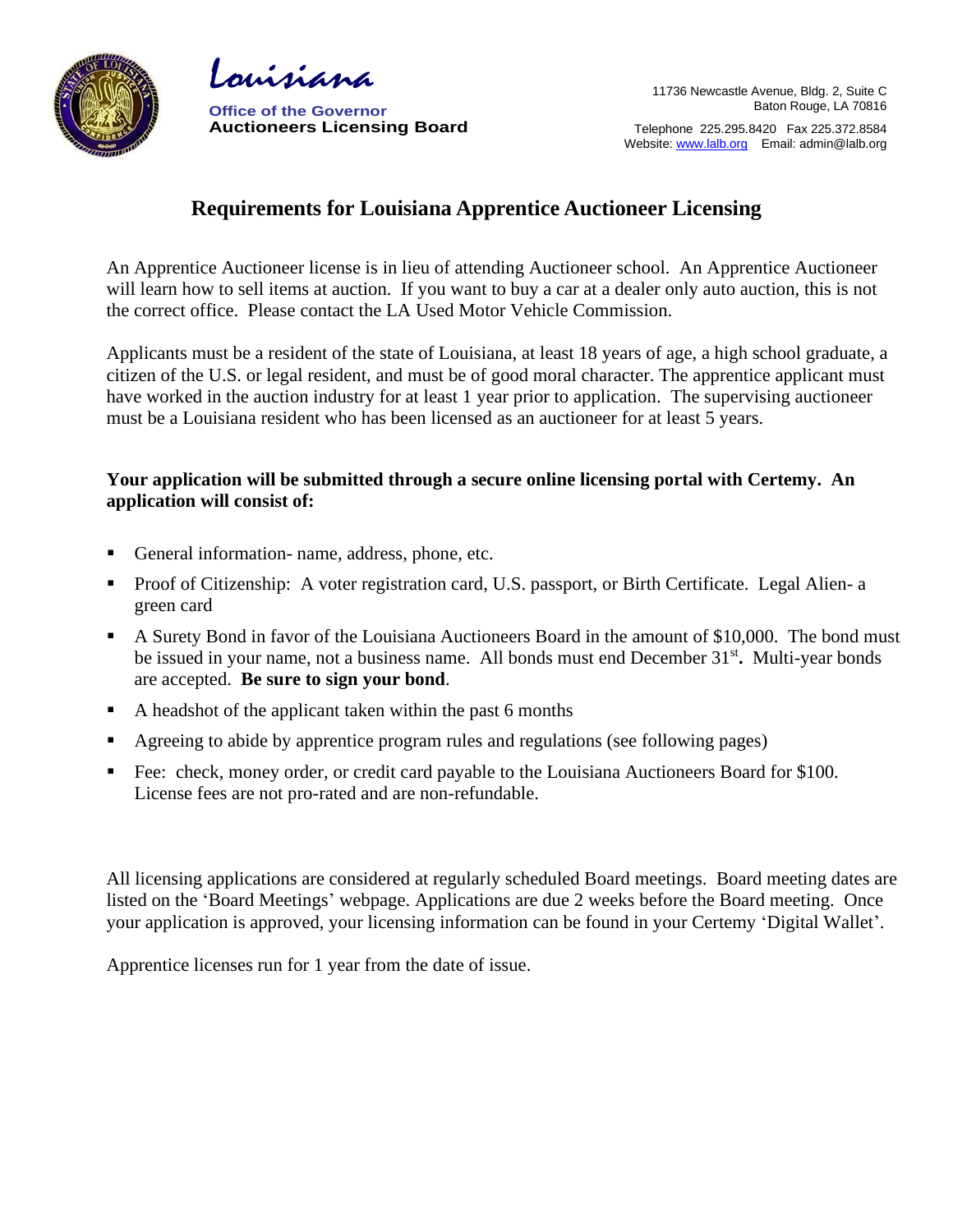Louisiana

Office of the Governor
**Auctioneers Licensing Board**

11736 Newcastle Avenue, Bldg. 2, Suite C
Baton Rouge, LA 70816

Telephone 225.295.8420 Fax 225.372.8584
Website: www.lalb.org Email: admin@lalb.org

# Requirements for Louisiana Apprentice Auctioneer Licensing

An Apprentice Auctioneer license is in lieu of attending Auctioneer school. An Apprentice Auctioneer will learn how to sell items at auction. If you want to buy a car at a dealer only auto auction, this is not the correct office. Please contact the LA Used Motor Vehicle Commission.

Applicants must be a resident of the state of Louisiana, at least 18 years of age, a high school graduate, a citizen of the U.S. or legal resident, and must be of good moral character. The apprentice applicant must have worked in the auction industry for at least 1 year prior to application. The supervising auctioneer must be a Louisiana resident who has been licensed as an auctioneer for at least 5 years.

**Your application will be submitted through a secure online licensing portal with Certemy. An application will consist of:**

- General information- name, address, phone, etc.
- Proof of Citizenship: A voter registration card, U.S. passport, or Birth Certificate. Legal Alien- a green card
- A Surety Bond in favor of the Louisiana Auctioneers Board in the amount of $10,000. The bond must be issued in your name, not a business name. All bonds must end December 31st**.** Multi-year bonds are accepted. **Be sure to sign your bond**.
- A headshot of the applicant taken within the past 6 months
- Agreeing to abide by apprentice program rules and regulations (see following pages)
- Fee: check, money order, or credit card payable to the Louisiana Auctioneers Board for $100. License fees are not pro-rated and are non-refundable.

All licensing applications are considered at regularly scheduled Board meetings. Board meeting dates are listed on the 'Board Meetings' webpage. Applications are due 2 weeks before the Board meeting. Once your application is approved, your licensing information can be found in your Certemy 'Digital Wallet'.

Apprentice licenses run for 1 year from the date of issue.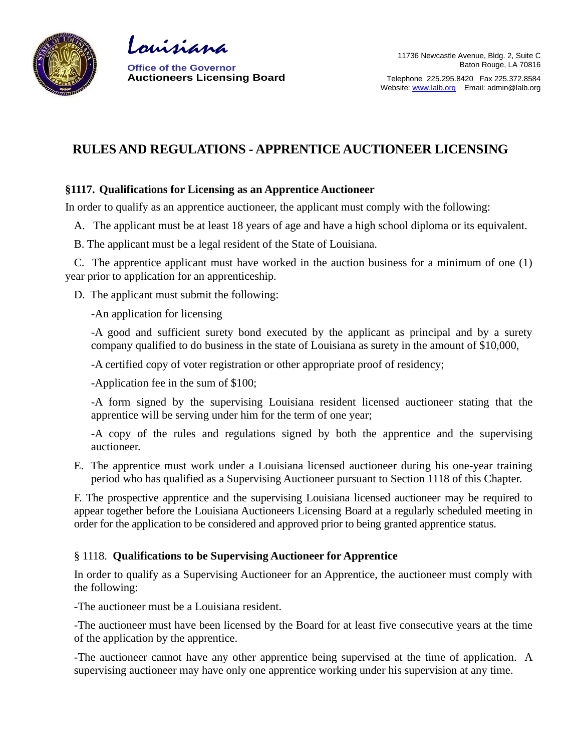Louisiana

**Office of the Governor**
**Auctioneers Licensing Board**

11736 Newcastle Avenue, Bldg. 2, Suite C
Baton Rouge, LA 70816

Telephone 225.295.8420 Fax 225.372.8584
Website: www.lalb.org Email: admin@lalb.org

# RULES AND REGULATIONS - APPRENTICE AUCTIONEER LICENSING

### §1117. Qualifications for Licensing as an Apprentice Auctioneer

In order to qualify as an apprentice auctioneer, the applicant must comply with the following:

A. The applicant must be at least 18 years of age and have a high school diploma or its equivalent.

B. The applicant must be a legal resident of the State of Louisiana.

C. The apprentice applicant must have worked in the auction business for a minimum of one (1) year prior to application for an apprenticeship.

D. The applicant must submit the following:

-An application for licensing

-A good and sufficient surety bond executed by the applicant as principal and by a surety company qualified to do business in the state of Louisiana as surety in the amount of $10,000,

-A certified copy of voter registration or other appropriate proof of residency;

-Application fee in the sum of $100;

-A form signed by the supervising Louisiana resident licensed auctioneer stating that the apprentice will be serving under him for the term of one year;

-A copy of the rules and regulations signed by both the apprentice and the supervising auctioneer.

E. The apprentice must work under a Louisiana licensed auctioneer during his one-year training period who has qualified as a Supervising Auctioneer pursuant to Section 1118 of this Chapter.

F. The prospective apprentice and the supervising Louisiana licensed auctioneer may be required to appear together before the Louisiana Auctioneers Licensing Board at a regularly scheduled meeting in order for the application to be considered and approved prior to being granted apprentice status.

### § 1118. Qualifications to be Supervising Auctioneer for Apprentice

In order to qualify as a Supervising Auctioneer for an Apprentice, the auctioneer must comply with the following:

-The auctioneer must be a Louisiana resident.

-The auctioneer must have been licensed by the Board for at least five consecutive years at the time of the application by the apprentice.

-The auctioneer cannot have any other apprentice being supervised at the time of application. A supervising auctioneer may have only one apprentice working under his supervision at any time.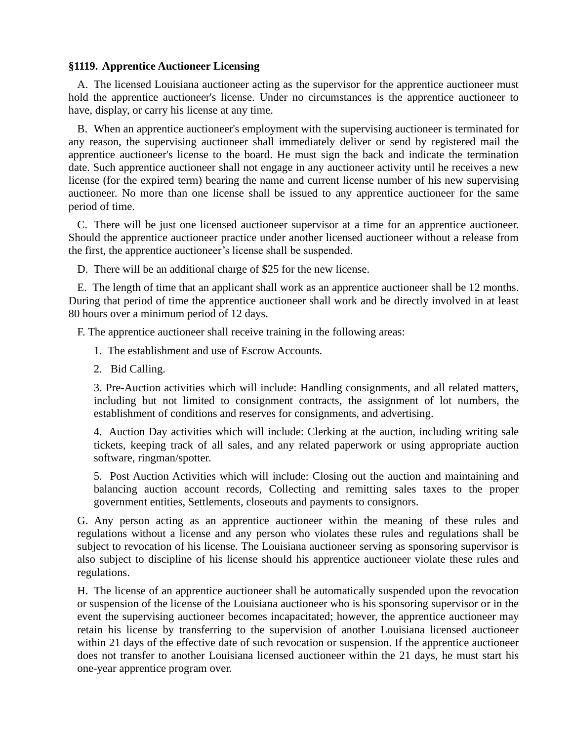**§1119. Apprentice Auctioneer Licensing**

A. The licensed Louisiana auctioneer acting as the supervisor for the apprentice auctioneer must hold the apprentice auctioneer's license. Under no circumstances is the apprentice auctioneer to have, display, or carry his license at any time.

B. When an apprentice auctioneer's employment with the supervising auctioneer is terminated for any reason, the supervising auctioneer shall immediately deliver or send by registered mail the apprentice auctioneer's license to the board. He must sign the back and indicate the termination date. Such apprentice auctioneer shall not engage in any auctioneer activity until he receives a new license (for the expired term) bearing the name and current license number of his new supervising auctioneer. No more than one license shall be issued to any apprentice auctioneer for the same period of time.

C. There will be just one licensed auctioneer supervisor at a time for an apprentice auctioneer. Should the apprentice auctioneer practice under another licensed auctioneer without a release from the first, the apprentice auctioneer's license shall be suspended.

D. There will be an additional charge of $25 for the new license.

E. The length of time that an applicant shall work as an apprentice auctioneer shall be 12 months. During that period of time the apprentice auctioneer shall work and be directly involved in at least 80 hours over a minimum period of 12 days.

F. The apprentice auctioneer shall receive training in the following areas:

1. The establishment and use of Escrow Accounts.

2. Bid Calling.

3. Pre-Auction activities which will include: Handling consignments, and all related matters, including but not limited to consignment contracts, the assignment of lot numbers, the establishment of conditions and reserves for consignments, and advertising.

4. Auction Day activities which will include: Clerking at the auction, including writing sale tickets, keeping track of all sales, and any related paperwork or using appropriate auction software, ringman/spotter.

5. Post Auction Activities which will include: Closing out the auction and maintaining and balancing auction account records, Collecting and remitting sales taxes to the proper government entities, Settlements, closeouts and payments to consignors.

G. Any person acting as an apprentice auctioneer within the meaning of these rules and regulations without a license and any person who violates these rules and regulations shall be subject to revocation of his license. The Louisiana auctioneer serving as sponsoring supervisor is also subject to discipline of his license should his apprentice auctioneer violate these rules and regulations.

H. The license of an apprentice auctioneer shall be automatically suspended upon the revocation or suspension of the license of the Louisiana auctioneer who is his sponsoring supervisor or in the event the supervising auctioneer becomes incapacitated; however, the apprentice auctioneer may retain his license by transferring to the supervision of another Louisiana licensed auctioneer within 21 days of the effective date of such revocation or suspension. If the apprentice auctioneer does not transfer to another Louisiana licensed auctioneer within the 21 days, he must start his one-year apprentice program over.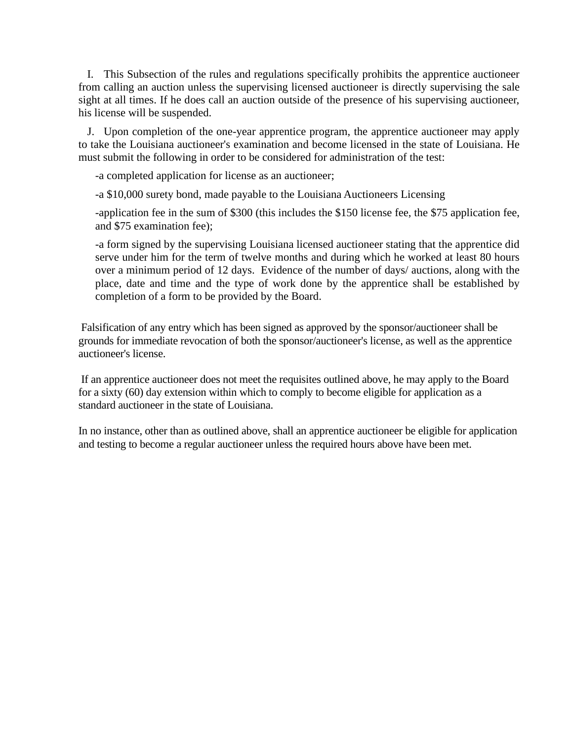I. This Subsection of the rules and regulations specifically prohibits the apprentice auctioneer from calling an auction unless the supervising licensed auctioneer is directly supervising the sale sight at all times. If he does call an auction outside of the presence of his supervising auctioneer, his license will be suspended.

J. Upon completion of the one-year apprentice program, the apprentice auctioneer may apply to take the Louisiana auctioneer's examination and become licensed in the state of Louisiana. He must submit the following in order to be considered for administration of the test:

-a completed application for license as an auctioneer;

-a $10,000 surety bond, made payable to the Louisiana Auctioneers Licensing

-application fee in the sum of $300 (this includes the $150 license fee, the $75 application fee, and $75 examination fee);

-a form signed by the supervising Louisiana licensed auctioneer stating that the apprentice did serve under him for the term of twelve months and during which he worked at least 80 hours over a minimum period of 12 days. Evidence of the number of days/ auctions, along with the place, date and time and the type of work done by the apprentice shall be established by completion of a form to be provided by the Board.

Falsification of any entry which has been signed as approved by the sponsor/auctioneer shall be grounds for immediate revocation of both the sponsor/auctioneer's license, as well as the apprentice auctioneer's license.

If an apprentice auctioneer does not meet the requisites outlined above, he may apply to the Board for a sixty (60) day extension within which to comply to become eligible for application as a standard auctioneer in the state of Louisiana.

In no instance, other than as outlined above, shall an apprentice auctioneer be eligible for application and testing to become a regular auctioneer unless the required hours above have been met.